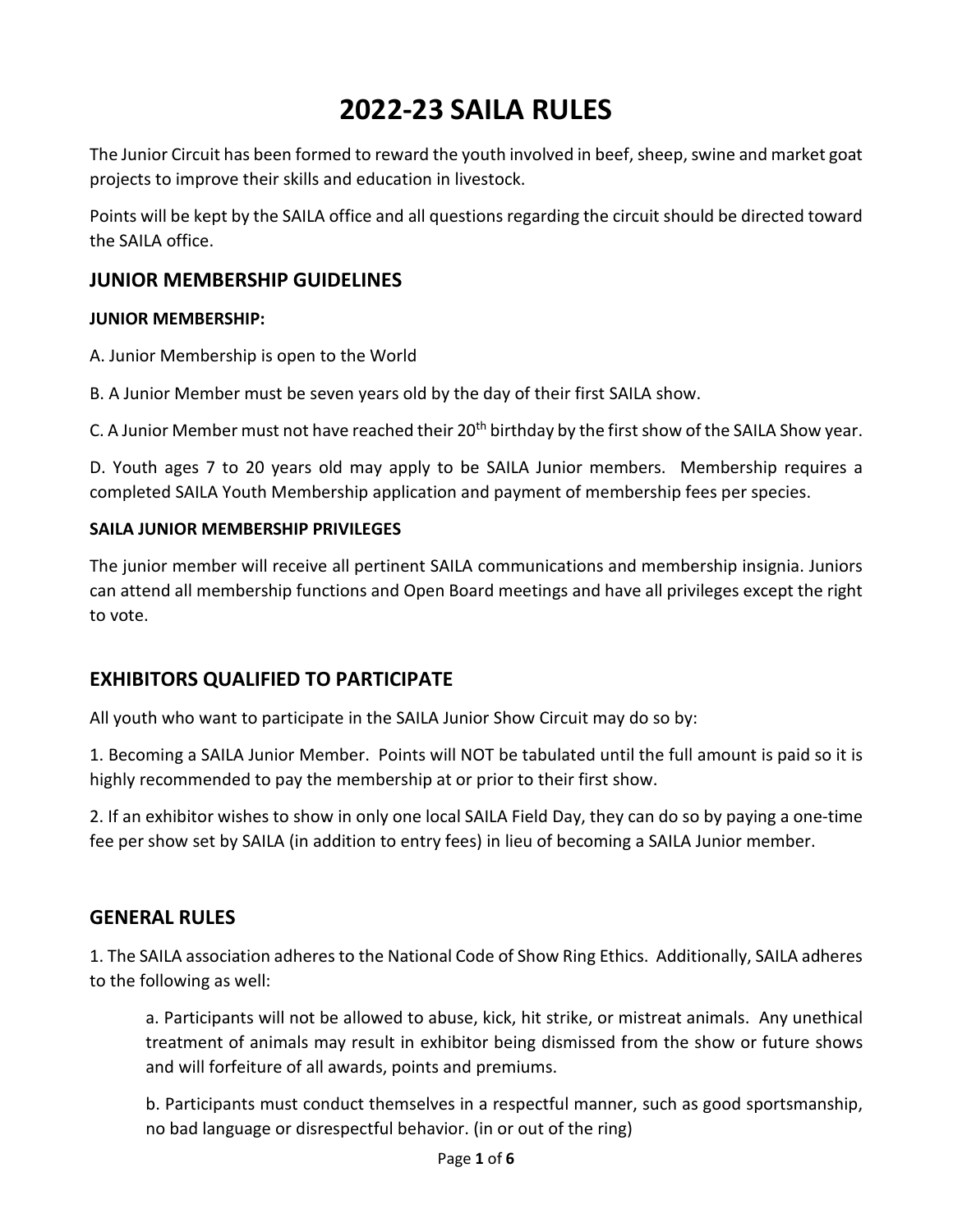# 2022-23 SAILA RULES

The Junior Circuit has been formed to reward the youth involved in beef, sheep, swine and market goat projects to improve their skills and education in livestock.

Points will be kept by the SAILA office and all questions regarding the circuit should be directed toward the SAILA office.

## JUNIOR MEMBERSHIP GUIDELINES

### JUNIOR MEMBERSHIP:

A. Junior Membership is open to the World

B. A Junior Member must be seven years old by the day of their first SAILA show.

C. A Junior Member must not have reached their 20th birthday by the first show of the SAILA Show year.

D. Youth ages 7 to 20 years old may apply to be SAILA Junior members. Membership requires a completed SAILA Youth Membership application and payment of membership fees per species.

### SAILA JUNIOR MEMBERSHIP PRIVILEGES

The junior member will receive all pertinent SAILA communications and membership insignia. Juniors can attend all membership functions and Open Board meetings and have all privileges except the right to vote.

## EXHIBITORS QUALIFIED TO PARTICIPATE

All youth who want to participate in the SAILA Junior Show Circuit may do so by:

1. Becoming a SAILA Junior Member. Points will NOT be tabulated until the full amount is paid so it is highly recommended to pay the membership at or prior to their first show.

2. If an exhibitor wishes to show in only one local SAILA Field Day, they can do so by paying a one-time fee per show set by SAILA (in addition to entry fees) in lieu of becoming a SAILA Junior member.

## GENERAL RULES

1. The SAILA association adheres to the National Code of Show Ring Ethics. Additionally, SAILA adheres to the following as well:

   a. Participants will not be allowed to abuse, kick, hit strike, or mistreat animals. Any unethical treatment of animals may result in exhibitor being dismissed from the show or future shows and will forfeiture of all awards, points and premiums.

   b. Participants must conduct themselves in a respectful manner, such as good sportsmanship, no bad language or disrespectful behavior. (in or out of the ring)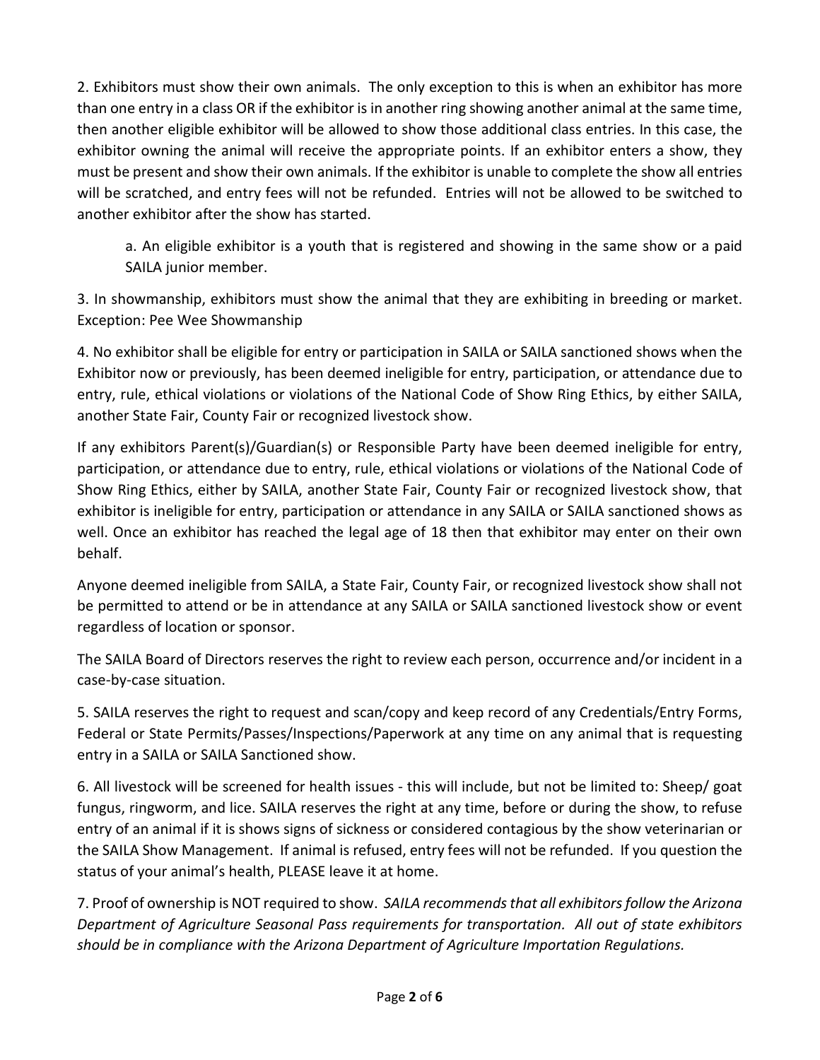2. Exhibitors must show their own animals. The only exception to this is when an exhibitor has more than one entry in a class OR if the exhibitor is in another ring showing another animal at the same time, then another eligible exhibitor will be allowed to show those additional class entries. In this case, the exhibitor owning the animal will receive the appropriate points. If an exhibitor enters a show, they must be present and show their own animals. If the exhibitor is unable to complete the show all entries will be scratched, and entry fees will not be refunded. Entries will not be allowed to be switched to another exhibitor after the show has started.

  a. An eligible exhibitor is a youth that is registered and showing in the same show or a paid SAILA junior member.

3. In showmanship, exhibitors must show the animal that they are exhibiting in breeding or market. Exception: Pee Wee Showmanship

4. No exhibitor shall be eligible for entry or participation in SAILA or SAILA sanctioned shows when the Exhibitor now or previously, has been deemed ineligible for entry, participation, or attendance due to entry, rule, ethical violations or violations of the National Code of Show Ring Ethics, by either SAILA, another State Fair, County Fair or recognized livestock show.

If any exhibitors Parent(s)/Guardian(s) or Responsible Party have been deemed ineligible for entry, participation, or attendance due to entry, rule, ethical violations or violations of the National Code of Show Ring Ethics, either by SAILA, another State Fair, County Fair or recognized livestock show, that exhibitor is ineligible for entry, participation or attendance in any SAILA or SAILA sanctioned shows as well. Once an exhibitor has reached the legal age of 18 then that exhibitor may enter on their own behalf.

Anyone deemed ineligible from SAILA, a State Fair, County Fair, or recognized livestock show shall not be permitted to attend or be in attendance at any SAILA or SAILA sanctioned livestock show or event regardless of location or sponsor.

The SAILA Board of Directors reserves the right to review each person, occurrence and/or incident in a case-by-case situation.

5. SAILA reserves the right to request and scan/copy and keep record of any Credentials/Entry Forms, Federal or State Permits/Passes/Inspections/Paperwork at any time on any animal that is requesting entry in a SAILA or SAILA Sanctioned show.

6. All livestock will be screened for health issues - this will include, but not be limited to: Sheep/ goat fungus, ringworm, and lice. SAILA reserves the right at any time, before or during the show, to refuse entry of an animal if it is shows signs of sickness or considered contagious by the show veterinarian or the SAILA Show Management. If animal is refused, entry fees will not be refunded. If you question the status of your animal's health, PLEASE leave it at home.

7. Proof of ownership is NOT required to show. *SAILA recommends that all exhibitors follow the Arizona Department of Agriculture Seasonal Pass requirements for transportation. All out of state exhibitors should be in compliance with the Arizona Department of Agriculture Importation Regulations.*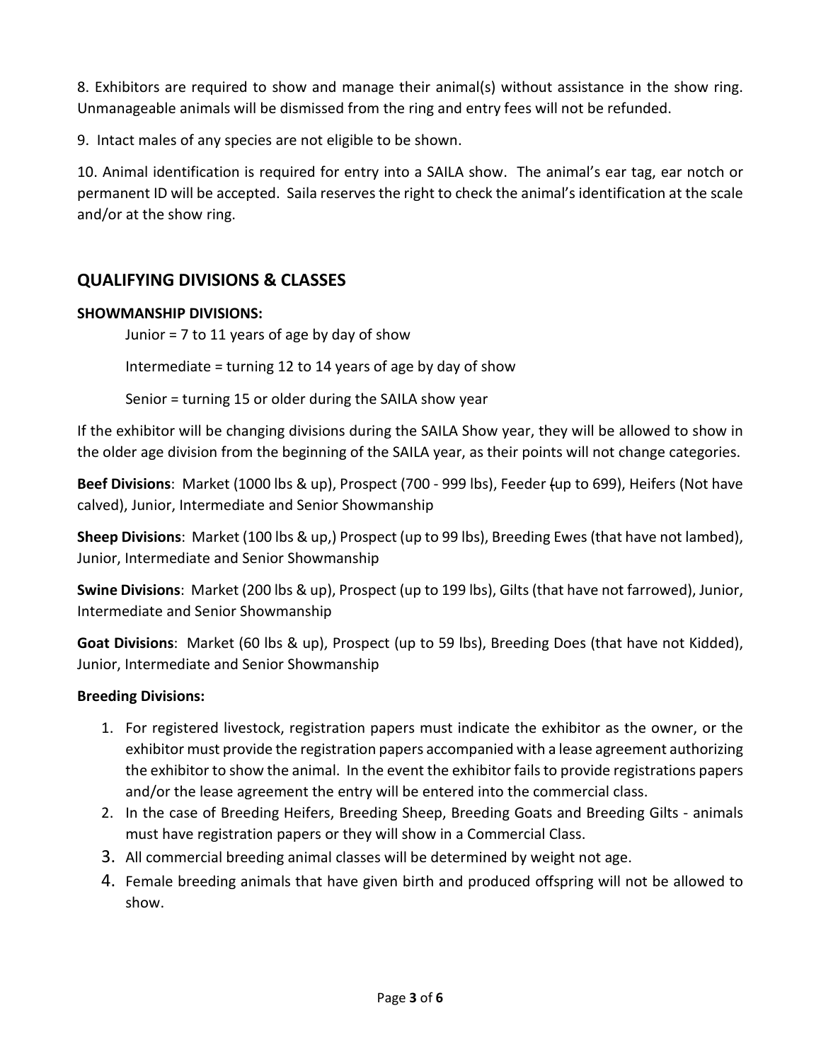8. Exhibitors are required to show and manage their animal(s) without assistance in the show ring. Unmanageable animals will be dismissed from the ring and entry fees will not be refunded.

9. Intact males of any species are not eligible to be shown.

10. Animal identification is required for entry into a SAILA show. The animal's ear tag, ear notch or permanent ID will be accepted. Saila reserves the right to check the animal's identification at the scale and/or at the show ring.

## QUALIFYING DIVISIONS & CLASSES

**SHOWMANSHIP DIVISIONS:**

Junior = 7 to 11 years of age by day of show

Intermediate = turning 12 to 14 years of age by day of show

Senior = turning 15 or older during the SAILA show year

If the exhibitor will be changing divisions during the SAILA Show year, they will be allowed to show in the older age division from the beginning of the SAILA year, as their points will not change categories.

**Beef Divisions**: Market (1000 lbs & up), Prospect (700 - 999 lbs), Feeder (up to 699), Heifers (Not have calved), Junior, Intermediate and Senior Showmanship

**Sheep Divisions**: Market (100 lbs & up,) Prospect (up to 99 lbs), Breeding Ewes (that have not lambed), Junior, Intermediate and Senior Showmanship

**Swine Divisions**: Market (200 lbs & up), Prospect (up to 199 lbs), Gilts (that have not farrowed), Junior, Intermediate and Senior Showmanship

**Goat Divisions**: Market (60 lbs & up), Prospect (up to 59 lbs), Breeding Does (that have not Kidded), Junior, Intermediate and Senior Showmanship

**Breeding Divisions:**

1. For registered livestock, registration papers must indicate the exhibitor as the owner, or the exhibitor must provide the registration papers accompanied with a lease agreement authorizing the exhibitor to show the animal. In the event the exhibitor fails to provide registrations papers and/or the lease agreement the entry will be entered into the commercial class.
2. In the case of Breeding Heifers, Breeding Sheep, Breeding Goats and Breeding Gilts - animals must have registration papers or they will show in a Commercial Class.
3. All commercial breeding animal classes will be determined by weight not age.
4. Female breeding animals that have given birth and produced offspring will not be allowed to show.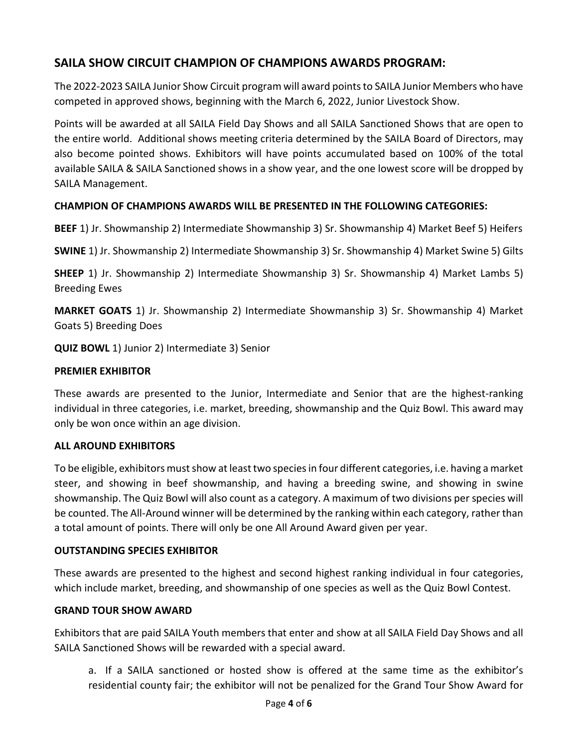## SAILA SHOW CIRCUIT CHAMPION OF CHAMPIONS AWARDS PROGRAM:

The 2022-2023 SAILA Junior Show Circuit program will award points to SAILA Junior Members who have competed in approved shows, beginning with the March 6, 2022, Junior Livestock Show.

Points will be awarded at all SAILA Field Day Shows and all SAILA Sanctioned Shows that are open to the entire world. Additional shows meeting criteria determined by the SAILA Board of Directors, may also become pointed shows. Exhibitors will have points accumulated based on 100% of the total available SAILA & SAILA Sanctioned shows in a show year, and the one lowest score will be dropped by SAILA Management.

### CHAMPION OF CHAMPIONS AWARDS WILL BE PRESENTED IN THE FOLLOWING CATEGORIES:

**BEEF** 1) Jr. Showmanship 2) Intermediate Showmanship 3) Sr. Showmanship 4) Market Beef 5) Heifers

**SWINE** 1) Jr. Showmanship 2) Intermediate Showmanship 3) Sr. Showmanship 4) Market Swine 5) Gilts

**SHEEP** 1) Jr. Showmanship 2) Intermediate Showmanship 3) Sr. Showmanship 4) Market Lambs 5) Breeding Ewes

**MARKET GOATS** 1) Jr. Showmanship 2) Intermediate Showmanship 3) Sr. Showmanship 4) Market Goats 5) Breeding Does

**QUIZ BOWL** 1) Junior 2) Intermediate 3) Senior

### PREMIER EXHIBITOR

These awards are presented to the Junior, Intermediate and Senior that are the highest-ranking individual in three categories, i.e. market, breeding, showmanship and the Quiz Bowl. This award may only be won once within an age division.

### ALL AROUND EXHIBITORS

To be eligible, exhibitors must show at least two species in four different categories, i.e. having a market steer, and showing in beef showmanship, and having a breeding swine, and showing in swine showmanship. The Quiz Bowl will also count as a category. A maximum of two divisions per species will be counted. The All-Around winner will be determined by the ranking within each category, rather than a total amount of points. There will only be one All Around Award given per year.

### OUTSTANDING SPECIES EXHIBITOR

These awards are presented to the highest and second highest ranking individual in four categories, which include market, breeding, and showmanship of one species as well as the Quiz Bowl Contest.

### GRAND TOUR SHOW AWARD

Exhibitors that are paid SAILA Youth members that enter and show at all SAILA Field Day Shows and all SAILA Sanctioned Shows will be rewarded with a special award.

a. If a SAILA sanctioned or hosted show is offered at the same time as the exhibitor's residential county fair; the exhibitor will not be penalized for the Grand Tour Show Award for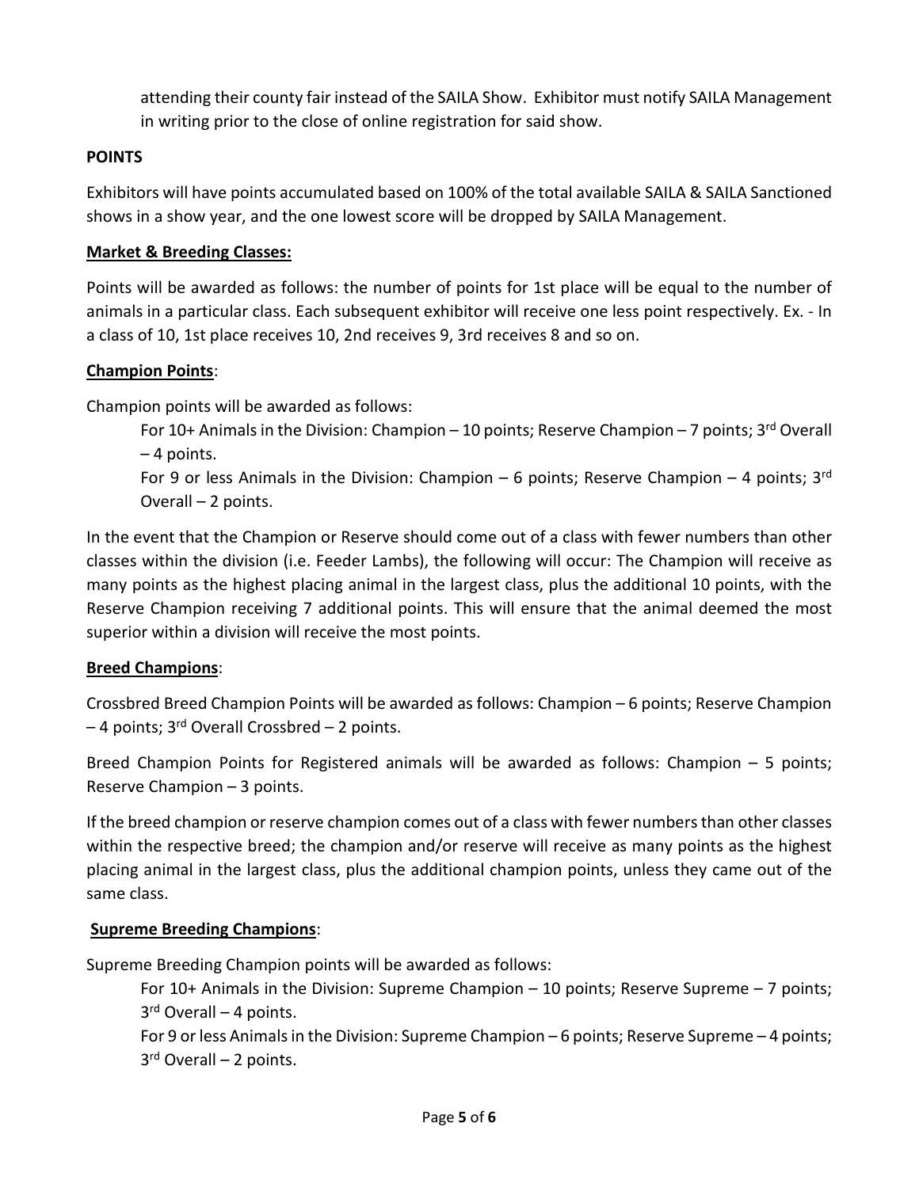attending their county fair instead of the SAILA Show. Exhibitor must notify SAILA Management in writing prior to the close of online registration for said show.

**POINTS**

Exhibitors will have points accumulated based on 100% of the total available SAILA & SAILA Sanctioned shows in a show year, and the one lowest score will be dropped by SAILA Management.

**Market & Breeding Classes:**

Points will be awarded as follows: the number of points for 1st place will be equal to the number of animals in a particular class. Each subsequent exhibitor will receive one less point respectively. Ex. - In a class of 10, 1st place receives 10, 2nd receives 9, 3rd receives 8 and so on.

**Champion Points**:

Champion points will be awarded as follows:

For 10+ Animals in the Division: Champion – 10 points; Reserve Champion – 7 points; 3rd Overall – 4 points.

For 9 or less Animals in the Division: Champion – 6 points; Reserve Champion – 4 points; 3rd Overall – 2 points.

In the event that the Champion or Reserve should come out of a class with fewer numbers than other classes within the division (i.e. Feeder Lambs), the following will occur: The Champion will receive as many points as the highest placing animal in the largest class, plus the additional 10 points, with the Reserve Champion receiving 7 additional points. This will ensure that the animal deemed the most superior within a division will receive the most points.

**Breed Champions**:

Crossbred Breed Champion Points will be awarded as follows: Champion – 6 points; Reserve Champion – 4 points; 3rd Overall Crossbred – 2 points.

Breed Champion Points for Registered animals will be awarded as follows: Champion – 5 points; Reserve Champion – 3 points.

If the breed champion or reserve champion comes out of a class with fewer numbers than other classes within the respective breed; the champion and/or reserve will receive as many points as the highest placing animal in the largest class, plus the additional champion points, unless they came out of the same class.

**Supreme Breeding Champions**:

Supreme Breeding Champion points will be awarded as follows:

For 10+ Animals in the Division: Supreme Champion – 10 points; Reserve Supreme – 7 points; 3rd Overall – 4 points.

For 9 or less Animals in the Division: Supreme Champion – 6 points; Reserve Supreme – 4 points; 3rd Overall – 2 points.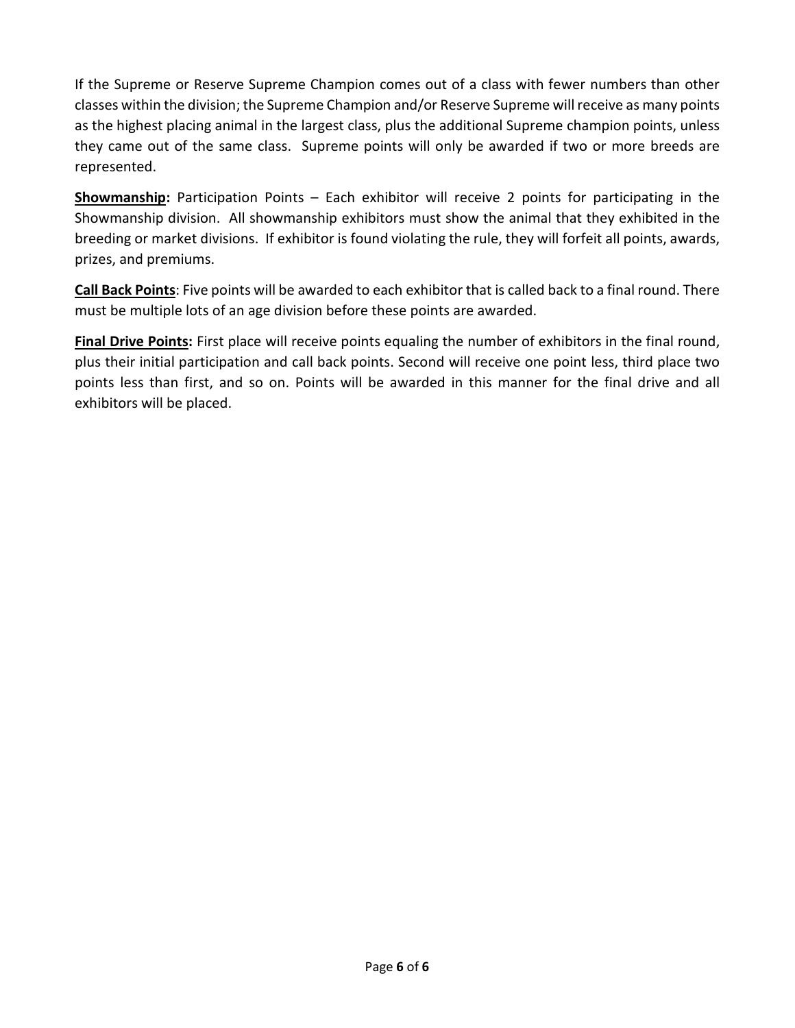If the Supreme or Reserve Supreme Champion comes out of a class with fewer numbers than other classes within the division; the Supreme Champion and/or Reserve Supreme will receive as many points as the highest placing animal in the largest class, plus the additional Supreme champion points, unless they came out of the same class. Supreme points will only be awarded if two or more breeds are represented.

**Showmanship:** Participation Points – Each exhibitor will receive 2 points for participating in the Showmanship division. All showmanship exhibitors must show the animal that they exhibited in the breeding or market divisions. If exhibitor is found violating the rule, they will forfeit all points, awards, prizes, and premiums.

**Call Back Points**: Five points will be awarded to each exhibitor that is called back to a final round. There must be multiple lots of an age division before these points are awarded.

**Final Drive Points:** First place will receive points equaling the number of exhibitors in the final round, plus their initial participation and call back points. Second will receive one point less, third place two points less than first, and so on. Points will be awarded in this manner for the final drive and all exhibitors will be placed.